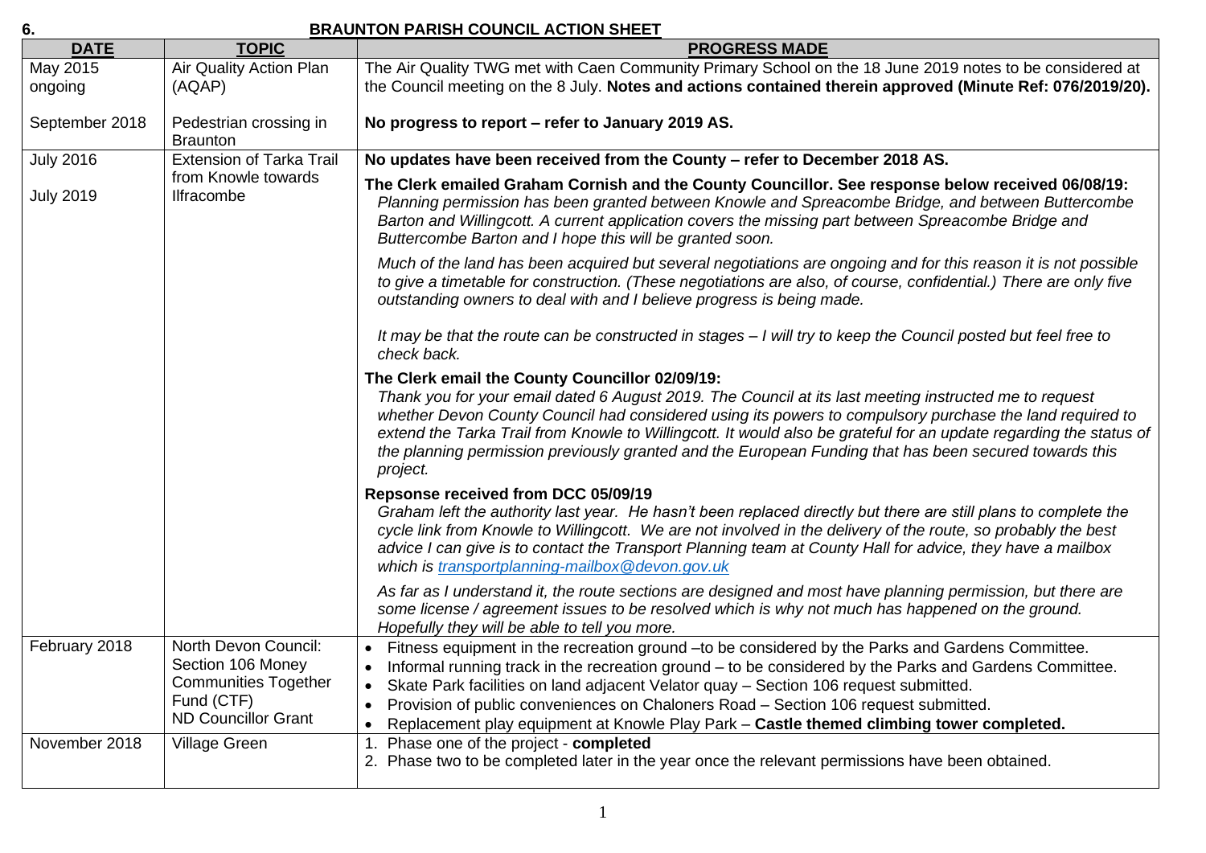6. **BRAUNTON PARISH COUNCIL ACTION SHEET**

| DATE | TOPIC | PROGRESS MADE |
|---|---|---|
| May 2015 ongoing | Air Quality Action Plan (AQAP) | The Air Quality TWG met with Caen Community Primary School on the 18 June 2019 notes to be considered at the Council meeting on the 8 July. **Notes and actions contained therein approved (Minute Ref: 076/2019/20).** |
| September 2018 | Pedestrian crossing in Braunton | **No progress to report – refer to January 2019 AS.** |
| July 2016<br><br>July 2019 | Extension of Tarka Trail from Knowle towards Ilfracombe | **No updates have been received from the County – refer to December 2018 AS.**<br><br>**The Clerk emailed Graham Cornish and the County Councillor. See response below received 06/08/19:**<br>*Planning permission has been granted between Knowle and Spreacombe Bridge, and between Buttercombe Barton and Willingcott. A current application covers the missing part between Spreacombe Bridge and Buttercombe Barton and I hope this will be granted soon.*<br><br>*Much of the land has been acquired but several negotiations are ongoing and for this reason it is not possible to give a timetable for construction. (These negotiations are also, of course, confidential.) There are only five outstanding owners to deal with and I believe progress is being made.*<br><br>*It may be that the route can be constructed in stages – I will try to keep the Council posted but feel free to check back.*<br><br>**The Clerk email the County Councillor 02/09/19:**<br>*Thank you for your email dated 6 August 2019. The Council at its last meeting instructed me to request whether Devon County Council had considered using its powers to compulsory purchase the land required to extend the Tarka Trail from Knowle to Willingcott. It would also be grateful for an update regarding the status of the planning permission previously granted and the European Funding that has been secured towards this project.*<br><br>**Repsonse received from DCC 05/09/19**<br>*Graham left the authority last year. He hasn't been replaced directly but there are still plans to complete the cycle link from Knowle to Willingcott. We are not involved in the delivery of the route, so probably the best advice I can give is to contact the Transport Planning team at County Hall for advice, they have a mailbox which is transportplanning-mailbox@devon.gov.uk*<br><br>*As far as I understand it, the route sections are designed and most have planning permission, but there are some license / agreement issues to be resolved which is why not much has happened on the ground. Hopefully they will be able to tell you more.* |
| February 2018 | North Devon Council: Section 106 Money Communities Together Fund (CTF) ND Councillor Grant | • Fitness equipment in the recreation ground –to be considered by the Parks and Gardens Committee.<br>• Informal running track in the recreation ground – to be considered by the Parks and Gardens Committee.<br>• Skate Park facilities on land adjacent Velator quay – Section 106 request submitted.<br>• Provision of public conveniences on Chaloners Road – Section 106 request submitted.<br>• Replacement play equipment at Knowle Play Park – **Castle themed climbing tower completed.** |
| November 2018 | Village Green | 1. Phase one of the project - **completed**<br>2. Phase two to be completed later in the year once the relevant permissions have been obtained. |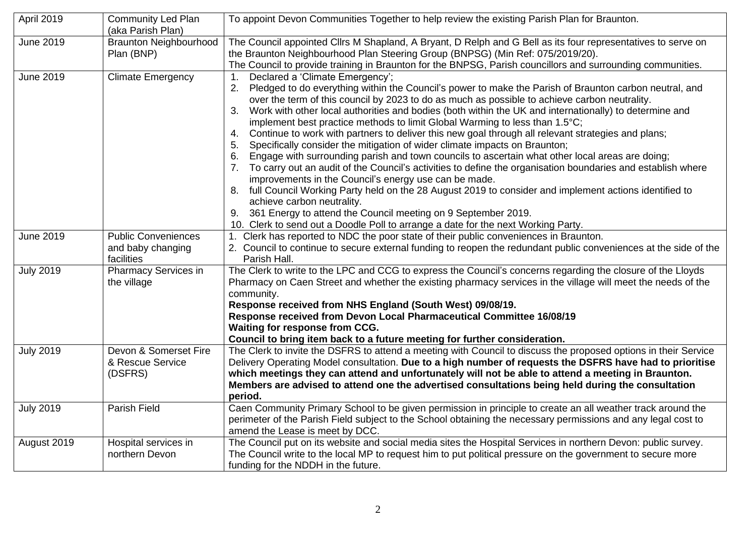| April 2019 | Community Led Plan (aka Parish Plan) | To appoint Devon Communities Together to help review the existing Parish Plan for Braunton. |
|---|---|---|
| June 2019 | Braunton Neighbourhood Plan (BNP) | The Council appointed Cllrs M Shapland, A Bryant, D Relph and G Bell as its four representatives to serve on the Braunton Neighbourhood Plan Steering Group (BNPSG) (Min Ref: 075/2019/20).<br>The Council to provide training in Braunton for the BNPSG, Parish councillors and surrounding communities. |
| June 2019 | Climate Emergency | 1. Declared a 'Climate Emergency';<br>2. Pledged to do everything within the Council's power to make the Parish of Braunton carbon neutral, and over the term of this council by 2023 to do as much as possible to achieve carbon neutrality.<br>3. Work with other local authorities and bodies (both within the UK and internationally) to determine and implement best practice methods to limit Global Warming to less than 1.5°C;<br>4. Continue to work with partners to deliver this new goal through all relevant strategies and plans;<br>5. Specifically consider the mitigation of wider climate impacts on Braunton;<br>6. Engage with surrounding parish and town councils to ascertain what other local areas are doing;<br>7. To carry out an audit of the Council's activities to define the organisation boundaries and establish where improvements in the Council's energy use can be made.<br>8. full Council Working Party held on the 28 August 2019 to consider and implement actions identified to achieve carbon neutrality.<br>9. 361 Energy to attend the Council meeting on 9 September 2019.<br>10. Clerk to send out a Doodle Poll to arrange a date for the next Working Party. |
| June 2019 | Public Conveniences and baby changing facilities | 1. Clerk has reported to NDC the poor state of their public conveniences in Braunton.<br>2. Council to continue to secure external funding to reopen the redundant public conveniences at the side of the Parish Hall. |
| July 2019 | Pharmacy Services in the village | The Clerk to write to the LPC and CCG to express the Council's concerns regarding the closure of the Lloyds Pharmacy on Caen Street and whether the existing pharmacy services in the village will meet the needs of the community.<br>**Response received from NHS England (South West) 09/08/19.**<br>**Response received from Devon Local Pharmaceutical Committee 16/08/19**<br>**Waiting for response from CCG.**<br>**Council to bring item back to a future meeting for further consideration.** |
| July 2019 | Devon & Somerset Fire & Rescue Service (DSFRS) | The Clerk to invite the DSFRS to attend a meeting with Council to discuss the proposed options in their Service Delivery Operating Model consultation. **Due to a high number of requests the DSFRS have had to prioritise which meetings they can attend and unfortunately will not be able to attend a meeting in Braunton. Members are advised to attend one the advertised consultations being held during the consultation period.** |
| July 2019 | Parish Field | Caen Community Primary School to be given permission in principle to create an all weather track around the perimeter of the Parish Field subject to the School obtaining the necessary permissions and any legal cost to amend the Lease is meet by DCC. |
| August 2019 | Hospital services in northern Devon | The Council put on its website and social media sites the Hospital Services in northern Devon: public survey.<br>The Council write to the local MP to request him to put political pressure on the government to secure more funding for the NDDH in the future. |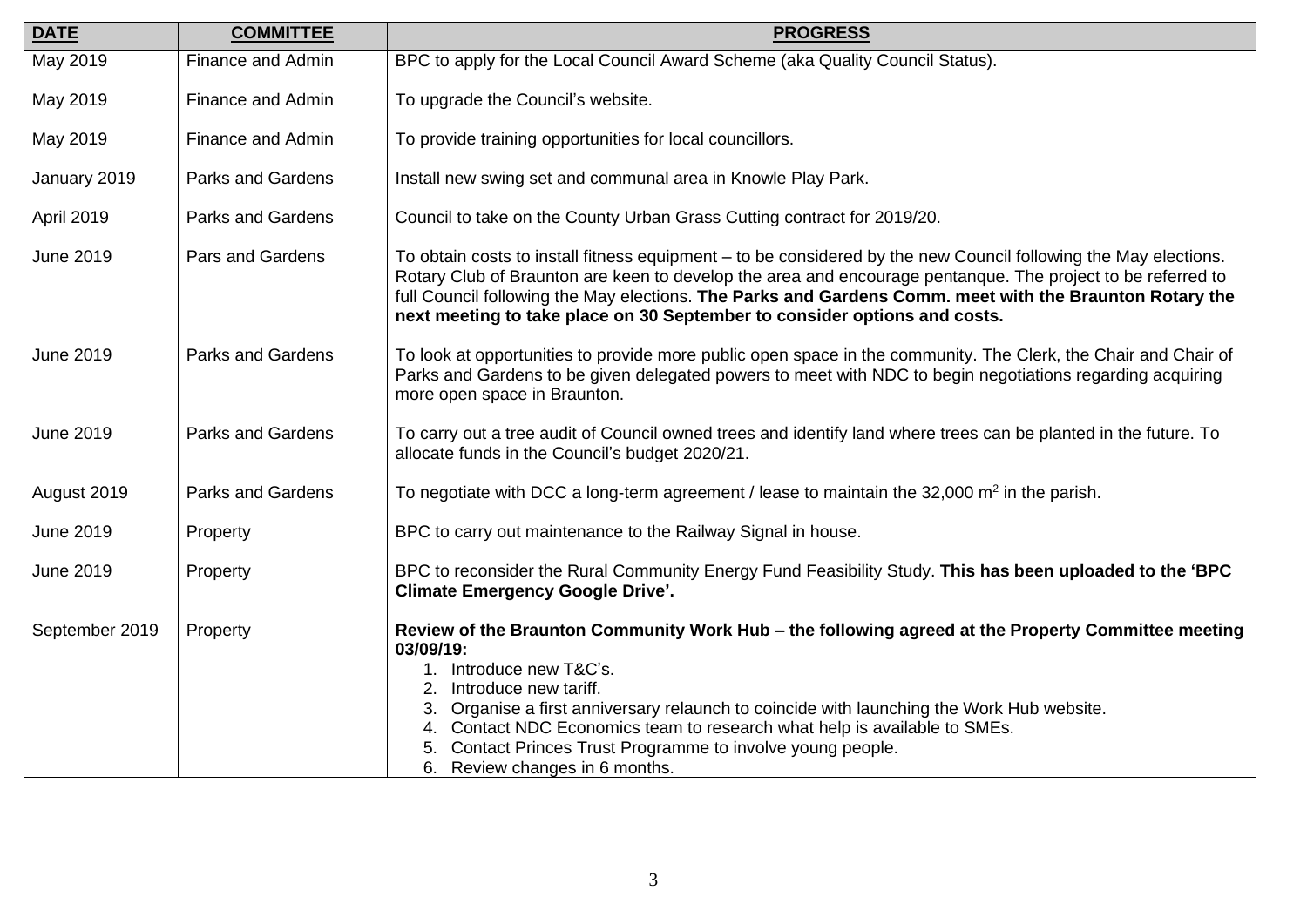| **DATE** | **COMMITTEE** | **PROGRESS** |
|---|---|---|
| May 2019 | Finance and Admin | BPC to apply for the Local Council Award Scheme (aka Quality Council Status). |
| May 2019 | Finance and Admin | To upgrade the Council's website. |
| May 2019 | Finance and Admin | To provide training opportunities for local councillors. |
| January 2019 | Parks and Gardens | Install new swing set and communal area in Knowle Play Park. |
| April 2019 | Parks and Gardens | Council to take on the County Urban Grass Cutting contract for 2019/20. |
| June 2019 | Pars and Gardens | To obtain costs to install fitness equipment – to be considered by the new Council following the May elections. Rotary Club of Braunton are keen to develop the area and encourage pentanque. The project to be referred to full Council following the May elections. **The Parks and Gardens Comm. meet with the Braunton Rotary the next meeting to take place on 30 September to consider options and costs.** |
| June 2019 | Parks and Gardens | To look at opportunities to provide more public open space in the community. The Clerk, the Chair and Chair of Parks and Gardens to be given delegated powers to meet with NDC to begin negotiations regarding acquiring more open space in Braunton. |
| June 2019 | Parks and Gardens | To carry out a tree audit of Council owned trees and identify land where trees can be planted in the future. To allocate funds in the Council's budget 2020/21. |
| August 2019 | Parks and Gardens | To negotiate with DCC a long-term agreement / lease to maintain the 32,000 $m^2$ in the parish. |
| June 2019 | Property | BPC to carry out maintenance to the Railway Signal in house. |
| June 2019 | Property | BPC to reconsider the Rural Community Energy Fund Feasibility Study. **This has been uploaded to the 'BPC Climate Emergency Google Drive'.** |
| September 2019 | Property | **Review of the Braunton Community Work Hub – the following agreed at the Property Committee meeting 03/09/19:**<br>1. Introduce new T&C's.<br>2. Introduce new tariff.<br>3. Organise a first anniversary relaunch to coincide with launching the Work Hub website.<br>4. Contact NDC Economics team to research what help is available to SMEs.<br>5. Contact Princes Trust Programme to involve young people.<br>6. Review changes in 6 months. |